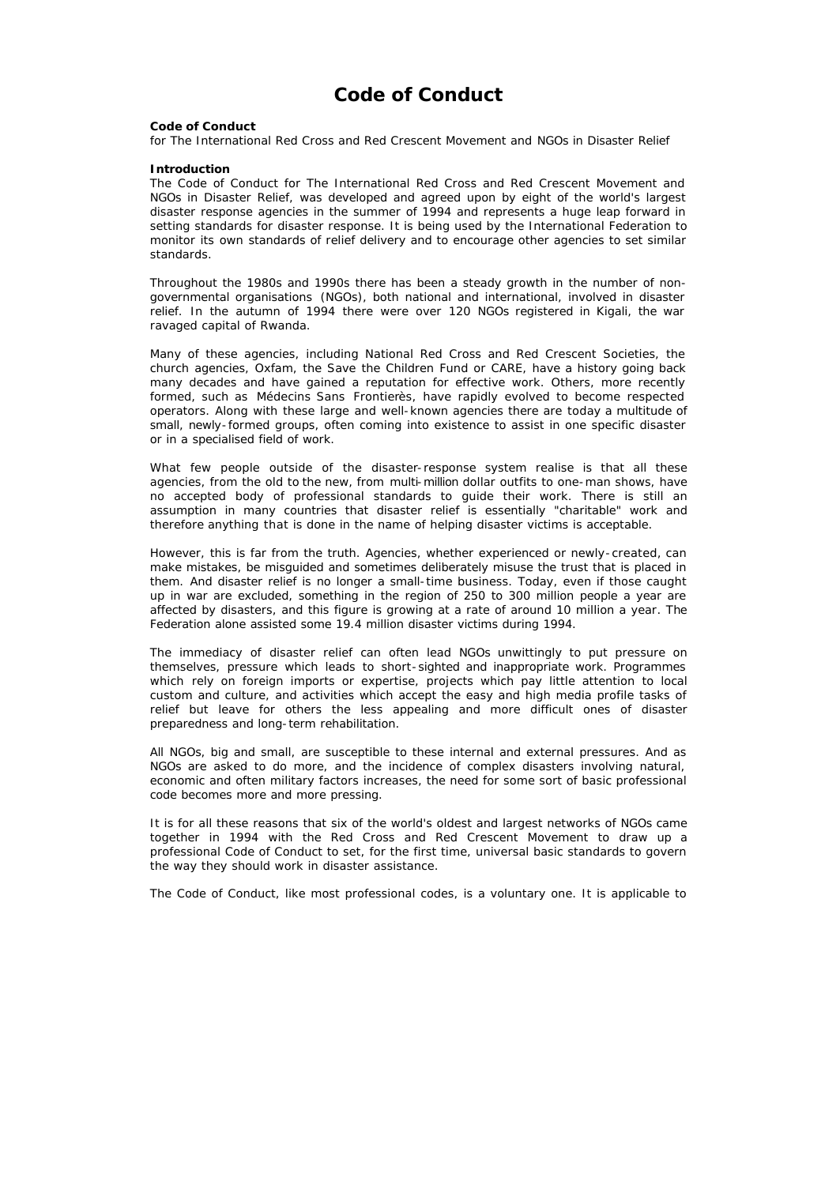# Code of Conduct

**Code of Conduct**
for The International Red Cross and Red Crescent Movement and NGOs in Disaster Relief

**Introduction**
The Code of Conduct for The International Red Cross and Red Crescent Movement and NGOs in Disaster Relief, was developed and agreed upon by eight of the world's largest disaster response agencies in the summer of 1994 and represents a huge leap forward in setting standards for disaster response. It is being used by the International Federation to monitor its own standards of relief delivery and to encourage other agencies to set similar standards.

Throughout the 1980s and 1990s there has been a steady growth in the number of non-governmental organisations (NGOs), both national and international, involved in disaster relief. In the autumn of 1994 there were over 120 NGOs registered in Kigali, the war ravaged capital of Rwanda.

Many of these agencies, including National Red Cross and Red Crescent Societies, the church agencies, Oxfam, the Save the Children Fund or CARE, have a history going back many decades and have gained a reputation for effective work. Others, more recently formed, such as Médecins Sans Frontierès, have rapidly evolved to become respected operators. Along with these large and well-known agencies there are today a multitude of small, newly-formed groups, often coming into existence to assist in one specific disaster or in a specialised field of work.

What few people outside of the disaster-response system realise is that all these agencies, from the old to the new, from multi-million dollar outfits to one-man shows, have no accepted body of professional standards to guide their work. There is still an assumption in many countries that disaster relief is essentially "charitable" work and therefore anything that is done in the name of helping disaster victims is acceptable.

However, this is far from the truth. Agencies, whether experienced or newly-created, can make mistakes, be misguided and sometimes deliberately misuse the trust that is placed in them. And disaster relief is no longer a small-time business. Today, even if those caught up in war are excluded, something in the region of 250 to 300 million people a year are affected by disasters, and this figure is growing at a rate of around 10 million a year. The Federation alone assisted some 19.4 million disaster victims during 1994.

The immediacy of disaster relief can often lead NGOs unwittingly to put pressure on themselves, pressure which leads to short-sighted and inappropriate work. Programmes which rely on foreign imports or expertise, projects which pay little attention to local custom and culture, and activities which accept the easy and high media profile tasks of relief but leave for others the less appealing and more difficult ones of disaster preparedness and long-term rehabilitation.

All NGOs, big and small, are susceptible to these internal and external pressures. And as NGOs are asked to do more, and the incidence of complex disasters involving natural, economic and often military factors increases, the need for some sort of basic professional code becomes more and more pressing.

It is for all these reasons that six of the world's oldest and largest networks of NGOs came together in 1994 with the Red Cross and Red Crescent Movement to draw up a professional Code of Conduct to set, for the first time, universal basic standards to govern the way they should work in disaster assistance.

The Code of Conduct, like most professional codes, is a voluntary one. It is applicable to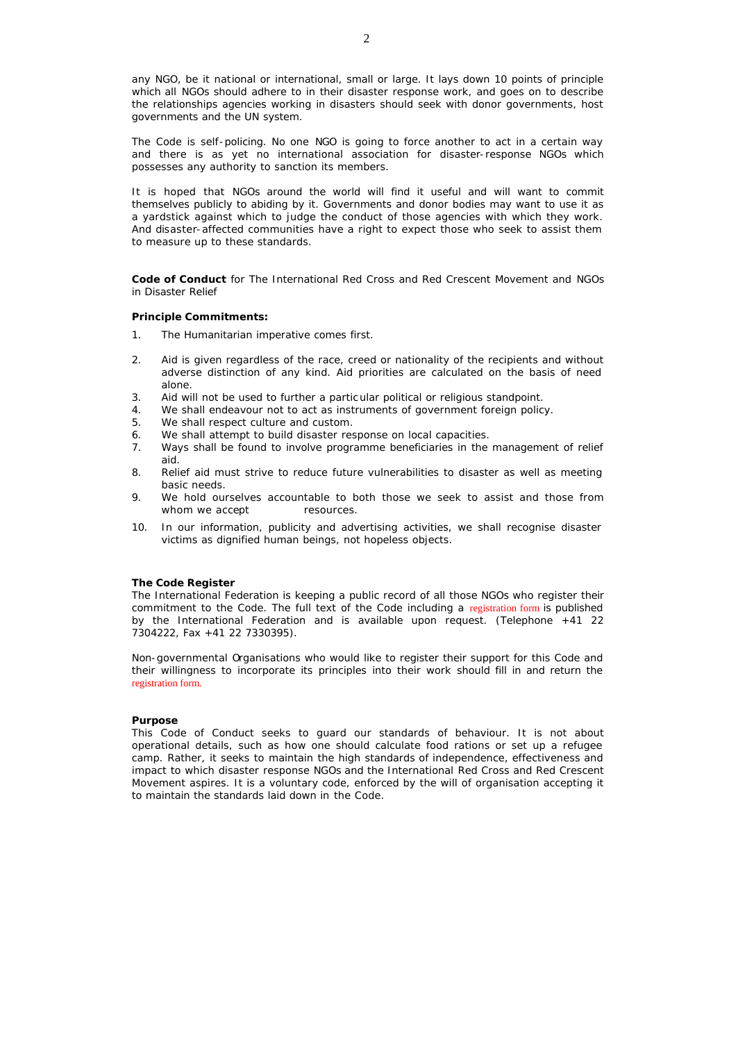any NGO, be it national or international, small or large. It lays down 10 points of principle which all NGOs should adhere to in their disaster response work, and goes on to describe the relationships agencies working in disasters should seek with donor governments, host governments and the UN system.

The Code is self-policing. No one NGO is going to force another to act in a certain way and there is as yet no international association for disaster-response NGOs which possesses any authority to sanction its members.

It is hoped that NGOs around the world will find it useful and will want to commit themselves publicly to abiding by it. Governments and donor bodies may want to use it as a yardstick against which to judge the conduct of those agencies with which they work. And disaster-affected communities have a right to expect those who seek to assist them to measure up to these standards.

**Code of Conduct** for The International Red Cross and Red Crescent Movement and NGOs in Disaster Relief

**Principle Commitments:**

1. The Humanitarian imperative comes first.
2. Aid is given regardless of the race, creed or nationality of the recipients and without adverse distinction of any kind. Aid priorities are calculated on the basis of need alone.
3. Aid will not be used to further a particular political or religious standpoint.
4. We shall endeavour not to act as instruments of government foreign policy.
5. We shall respect culture and custom.
6. We shall attempt to build disaster response on local capacities.
7. Ways shall be found to involve programme beneficiaries in the management of relief aid.
8. Relief aid must strive to reduce future vulnerabilities to disaster as well as meeting basic needs.
9. We hold ourselves accountable to both those we seek to assist and those from whom we accept resources.
10. In our information, publicity and advertising activities, we shall recognise disaster victims as dignified human beings, not hopeless objects.

**The Code Register**
The International Federation is keeping a public record of all those NGOs who register their commitment to the Code. The full text of the Code including a registration form is published by the International Federation and is available upon request. (Telephone +41 22 7304222, Fax +41 22 7330395).

Non-governmental Organisations who would like to register their support for this Code and their willingness to incorporate its principles into their work should fill in and return the registration form.

**Purpose**
This Code of Conduct seeks to guard our standards of behaviour. It is not about operational details, such as how one should calculate food rations or set up a refugee camp. Rather, it seeks to maintain the high standards of independence, effectiveness and impact to which disaster response NGOs and the International Red Cross and Red Crescent Movement aspires. It is a voluntary code, enforced by the will of organisation accepting it to maintain the standards laid down in the Code.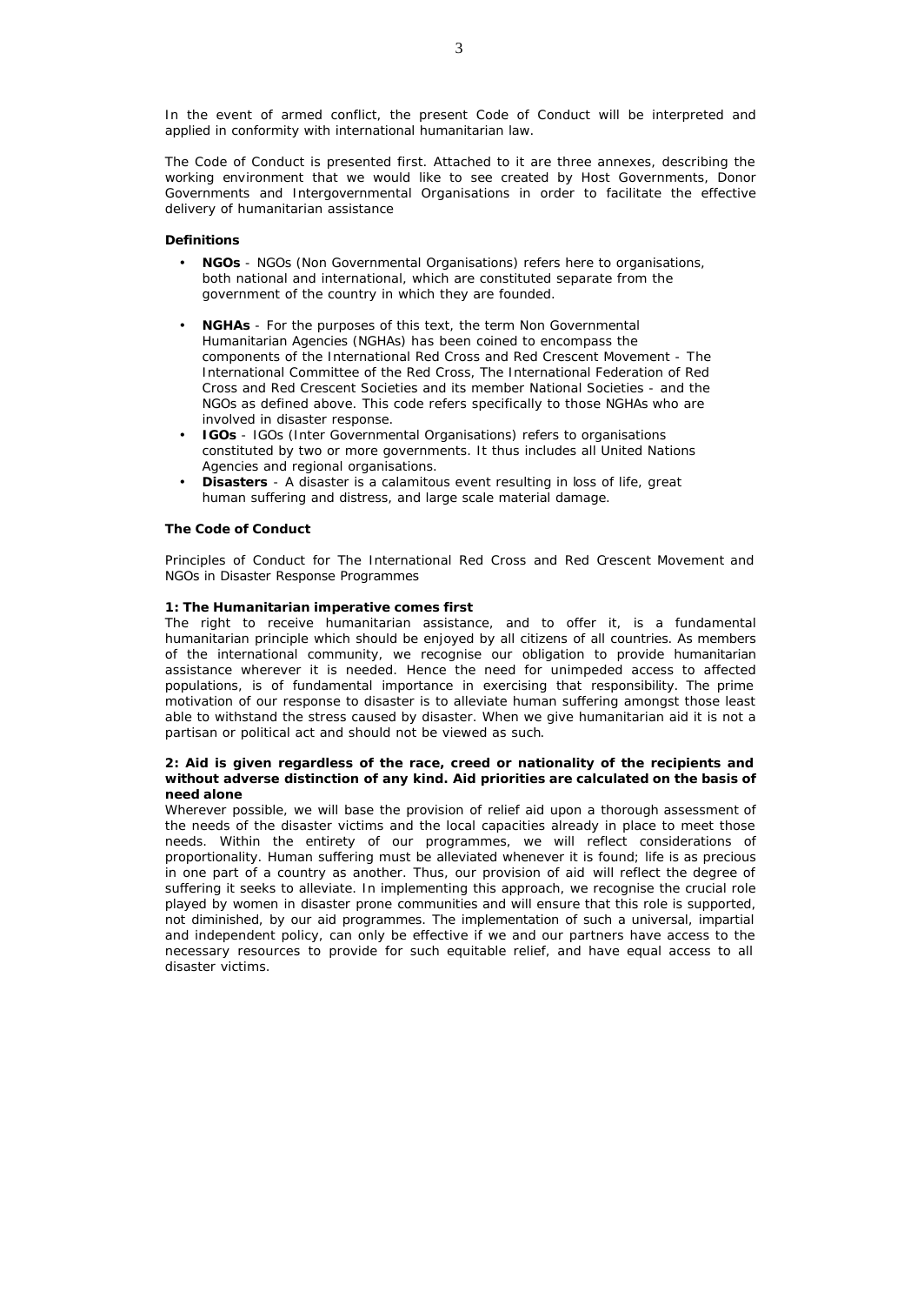In the event of armed conflict, the present Code of Conduct will be interpreted and applied in conformity with international humanitarian law.

The Code of Conduct is presented first. Attached to it are three annexes, describing the working environment that we would like to see created by Host Governments, Donor Governments and Intergovernmental Organisations in order to facilitate the effective delivery of humanitarian assistance

**Definitions**

- **NGOs** - NGOs (Non Governmental Organisations) refers here to organisations, both national and international, which are constituted separate from the government of the country in which they are founded.
- **NGHAs** - For the purposes of this text, the term Non Governmental Humanitarian Agencies (NGHAs) has been coined to encompass the components of the International Red Cross and Red Crescent Movement - The International Committee of the Red Cross, The International Federation of Red Cross and Red Crescent Societies and its member National Societies - and the NGOs as defined above. This code refers specifically to those NGHAs who are involved in disaster response.
- **IGOs** - IGOs (Inter Governmental Organisations) refers to organisations constituted by two or more governments. It thus includes all United Nations Agencies and regional organisations.
- **Disasters** - A disaster is a calamitous event resulting in loss of life, great human suffering and distress, and large scale material damage.

**The Code of Conduct**

Principles of Conduct for The International Red Cross and Red Crescent Movement and NGOs in Disaster Response Programmes

**1: The Humanitarian imperative comes first**
The right to receive humanitarian assistance, and to offer it, is a fundamental humanitarian principle which should be enjoyed by all citizens of all countries. As members of the international community, we recognise our obligation to provide humanitarian assistance wherever it is needed. Hence the need for unimpeded access to affected populations, is of fundamental importance in exercising that responsibility. The prime motivation of our response to disaster is to alleviate human suffering amongst those least able to withstand the stress caused by disaster. When we give humanitarian aid it is not a partisan or political act and should not be viewed as such.

**2: Aid is given regardless of the race, creed or nationality of the recipients and without adverse distinction of any kind. Aid priorities are calculated on the basis of need alone**
Wherever possible, we will base the provision of relief aid upon a thorough assessment of the needs of the disaster victims and the local capacities already in place to meet those needs. Within the entirety of our programmes, we will reflect considerations of proportionality. Human suffering must be alleviated whenever it is found; life is as precious in one part of a country as another. Thus, our provision of aid will reflect the degree of suffering it seeks to alleviate. In implementing this approach, we recognise the crucial role played by women in disaster prone communities and will ensure that this role is supported, not diminished, by our aid programmes. The implementation of such a universal, impartial and independent policy, can only be effective if we and our partners have access to the necessary resources to provide for such equitable relief, and have equal access to all disaster victims.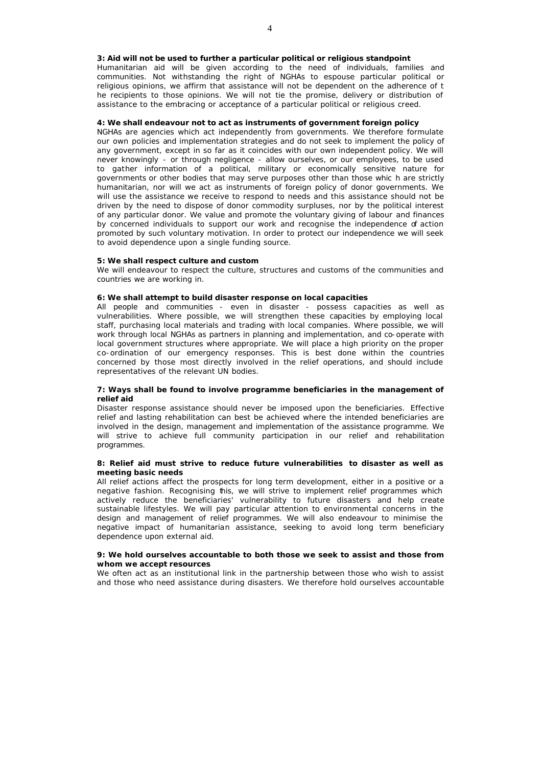**3: Aid will not be used to further a particular political or religious standpoint**

Humanitarian aid will be given according to the need of individuals, families and communities. Not withstanding the right of NGHAs to espouse particular political or religious opinions, we affirm that assistance will not be dependent on the adherence of the recipients to those opinions. We will not tie the promise, delivery or distribution of assistance to the embracing or acceptance of a particular political or religious creed.

**4: We shall endeavour not to act as instruments of government foreign policy**

NGHAs are agencies which act independently from governments. We therefore formulate our own policies and implementation strategies and do not seek to implement the policy of any government, except in so far as it coincides with our own independent policy. We will never knowingly - or through negligence - allow ourselves, or our employees, to be used to gather information of a political, military or economically sensitive nature for governments or other bodies that may serve purposes other than those which are strictly humanitarian, nor will we act as instruments of foreign policy of donor governments. We will use the assistance we receive to respond to needs and this assistance should not be driven by the need to dispose of donor commodity surpluses, nor by the political interest of any particular donor. We value and promote the voluntary giving of labour and finances by concerned individuals to support our work and recognise the independence of action promoted by such voluntary motivation. In order to protect our independence we will seek to avoid dependence upon a single funding source.

**5: We shall respect culture and custom**

We will endeavour to respect the culture, structures and customs of the communities and countries we are working in.

**6: We shall attempt to build disaster response on local capacities**

All people and communities - even in disaster - possess capacities as well as vulnerabilities. Where possible, we will strengthen these capacities by employing local staff, purchasing local materials and trading with local companies. Where possible, we will work through local NGHAs as partners in planning and implementation, and co-operate with local government structures where appropriate. We will place a high priority on the proper co-ordination of our emergency responses. This is best done within the countries concerned by those most directly involved in the relief operations, and should include representatives of the relevant UN bodies.

**7: Ways shall be found to involve programme beneficiaries in the management of relief aid**

Disaster response assistance should never be imposed upon the beneficiaries. Effective relief and lasting rehabilitation can best be achieved where the intended beneficiaries are involved in the design, management and implementation of the assistance programme. We will strive to achieve full community participation in our relief and rehabilitation programmes.

**8: Relief aid must strive to reduce future vulnerabilities to disaster as well as meeting basic needs**

All relief actions affect the prospects for long term development, either in a positive or a negative fashion. Recognising this, we will strive to implement relief programmes which actively reduce the beneficiaries' vulnerability to future disasters and help create sustainable lifestyles. We will pay particular attention to environmental concerns in the design and management of relief programmes. We will also endeavour to minimise the negative impact of humanitarian assistance, seeking to avoid long term beneficiary dependence upon external aid.

**9: We hold ourselves accountable to both those we seek to assist and those from whom we accept resources**

We often act as an institutional link in the partnership between those who wish to assist and those who need assistance during disasters. We therefore hold ourselves accountable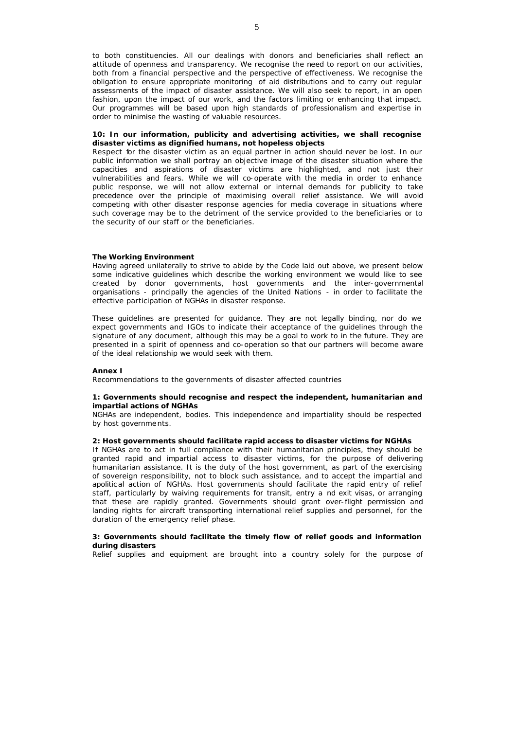to both constituencies. All our dealings with donors and beneficiaries shall reflect an attitude of openness and transparency. We recognise the need to report on our activities, both from a financial perspective and the perspective of effectiveness. We recognise the obligation to ensure appropriate monitoring of aid distributions and to carry out regular assessments of the impact of disaster assistance. We will also seek to report, in an open fashion, upon the impact of our work, and the factors limiting or enhancing that impact. Our programmes will be based upon high standards of professionalism and expertise in order to minimise the wasting of valuable resources.

**10: In our information, publicity and advertising activities, we shall recognise disaster victims as dignified humans, not hopeless objects**

Respect for the disaster victim as an equal partner in action should never be lost. In our public information we shall portray an objective image of the disaster situation where the capacities and aspirations of disaster victims are highlighted, and not just their vulnerabilities and fears. While we will co-operate with the media in order to enhance public response, we will not allow external or internal demands for publicity to take precedence over the principle of maximising overall relief assistance. We will avoid competing with other disaster response agencies for media coverage in situations where such coverage may be to the detriment of the service provided to the beneficiaries or to the security of our staff or the beneficiaries.

**The Working Environment**

Having agreed unilaterally to strive to abide by the Code laid out above, we present below some indicative guidelines which describe the working environment we would like to see created by donor governments, host governments and the inter-governmental organisations - principally the agencies of the United Nations - in order to facilitate the effective participation of NGHAs in disaster response.

These guidelines are presented for guidance. They are not legally binding, nor do we expect governments and IGOs to indicate their acceptance of the guidelines through the signature of any document, although this may be a goal to work to in the future. They are presented in a spirit of openness and co-operation so that our partners will become aware of the ideal relationship we would seek with them.

**Annex I**

Recommendations to the governments of disaster affected countries

**1: Governments should recognise and respect the independent, humanitarian and impartial actions of NGHAs**

NGHAs are independent, bodies. This independence and impartiality should be respected by host governments.

**2: Host governments should facilitate rapid access to disaster victims for NGHAs**

If NGHAs are to act in full compliance with their humanitarian principles, they should be granted rapid and impartial access to disaster victims, for the purpose of delivering humanitarian assistance. It is the duty of the host government, as part of the exercising of sovereign responsibility, not to block such assistance, and to accept the impartial and apolitical action of NGHAs. Host governments should facilitate the rapid entry of relief staff, particularly by waiving requirements for transit, entry a nd exit visas, or arranging that these are rapidly granted. Governments should grant over-flight permission and landing rights for aircraft transporting international relief supplies and personnel, for the duration of the emergency relief phase.

**3: Governments should facilitate the timely flow of relief goods and information during disasters**

Relief supplies and equipment are brought into a country solely for the purpose of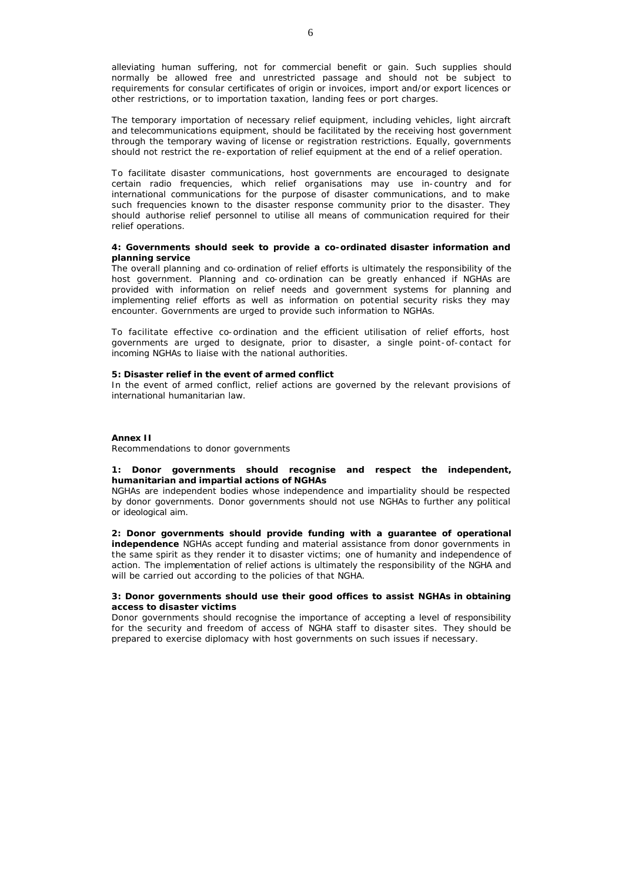alleviating human suffering, not for commercial benefit or gain. Such supplies should normally be allowed free and unrestricted passage and should not be subject to requirements for consular certificates of origin or invoices, import and/or export licences or other restrictions, or to importation taxation, landing fees or port charges.

The temporary importation of necessary relief equipment, including vehicles, light aircraft and telecommunications equipment, should be facilitated by the receiving host government through the temporary waving of license or registration restrictions. Equally, governments should not restrict the re-exportation of relief equipment at the end of a relief operation.

To facilitate disaster communications, host governments are encouraged to designate certain radio frequencies, which relief organisations may use in-country and for international communications for the purpose of disaster communications, and to make such frequencies known to the disaster response community prior to the disaster. They should authorise relief personnel to utilise all means of communication required for their relief operations.

**4: Governments should seek to provide a co-ordinated disaster information and planning service**

The overall planning and co-ordination of relief efforts is ultimately the responsibility of the host government. Planning and co-ordination can be greatly enhanced if NGHAs are provided with information on relief needs and government systems for planning and implementing relief efforts as well as information on potential security risks they may encounter. Governments are urged to provide such information to NGHAs.

To facilitate effective co-ordination and the efficient utilisation of relief efforts, host governments are urged to designate, prior to disaster, a single point-of-contact for incoming NGHAs to liaise with the national authorities.

**5: Disaster relief in the event of armed conflict**

In the event of armed conflict, relief actions are governed by the relevant provisions of international humanitarian law.

**Annex II**

Recommendations to donor governments

**1: Donor governments should recognise and respect the independent, humanitarian and impartial actions of NGHAs**

NGHAs are independent bodies whose independence and impartiality should be respected by donor governments. Donor governments should not use NGHAs to further any political or ideological aim.

**2: Donor governments should provide funding with a guarantee of operational independence** NGHAs accept funding and material assistance from donor governments in the same spirit as they render it to disaster victims; one of humanity and independence of action. The implementation of relief actions is ultimately the responsibility of the NGHA and will be carried out according to the policies of that NGHA.

**3: Donor governments should use their good offices to assist NGHAs in obtaining access to disaster victims**

Donor governments should recognise the importance of accepting a level of responsibility for the security and freedom of access of NGHA staff to disaster sites. They should be prepared to exercise diplomacy with host governments on such issues if necessary.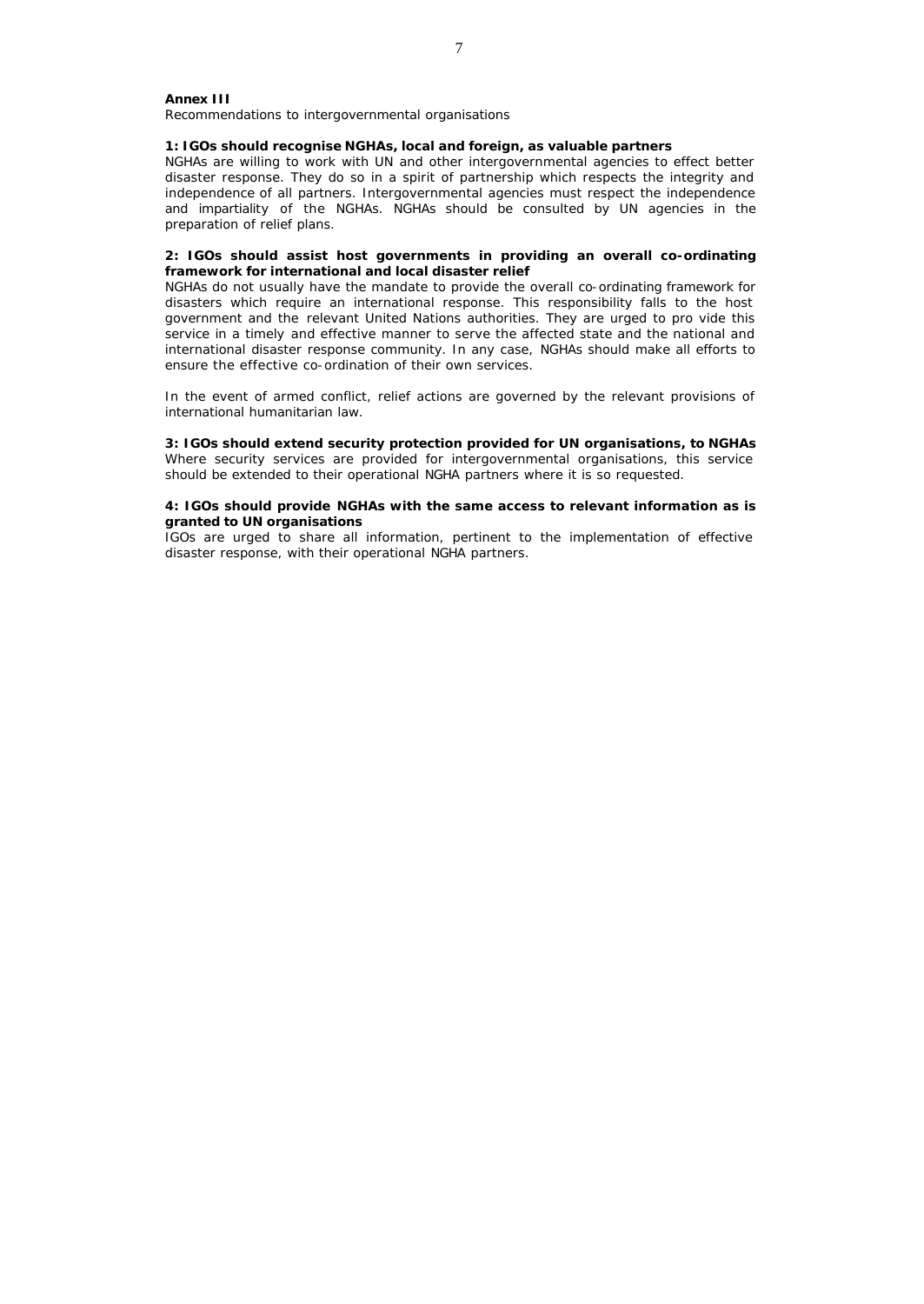**Annex III**

Recommendations to intergovernmental organisations

**1: IGOs should recognise NGHAs, local and foreign, as valuable partners**

NGHAs are willing to work with UN and other intergovernmental agencies to effect better disaster response. They do so in a spirit of partnership which respects the integrity and independence of all partners. Intergovernmental agencies must respect the independence and impartiality of the NGHAs. NGHAs should be consulted by UN agencies in the preparation of relief plans.

**2: IGOs should assist host governments in providing an overall co-ordinating framework for international and local disaster relief**

NGHAs do not usually have the mandate to provide the overall co-ordinating framework for disasters which require an international response. This responsibility falls to the host government and the relevant United Nations authorities. They are urged to pro vide this service in a timely and effective manner to serve the affected state and the national and international disaster response community. In any case, NGHAs should make all efforts to ensure the effective co-ordination of their own services.

In the event of armed conflict, relief actions are governed by the relevant provisions of international humanitarian law.

**3: IGOs should extend security protection provided for UN organisations, to NGHAs**

Where security services are provided for intergovernmental organisations, this service should be extended to their operational NGHA partners where it is so requested.

**4: IGOs should provide NGHAs with the same access to relevant information as is granted to UN organisations**

IGOs are urged to share all information, pertinent to the implementation of effective disaster response, with their operational NGHA partners.